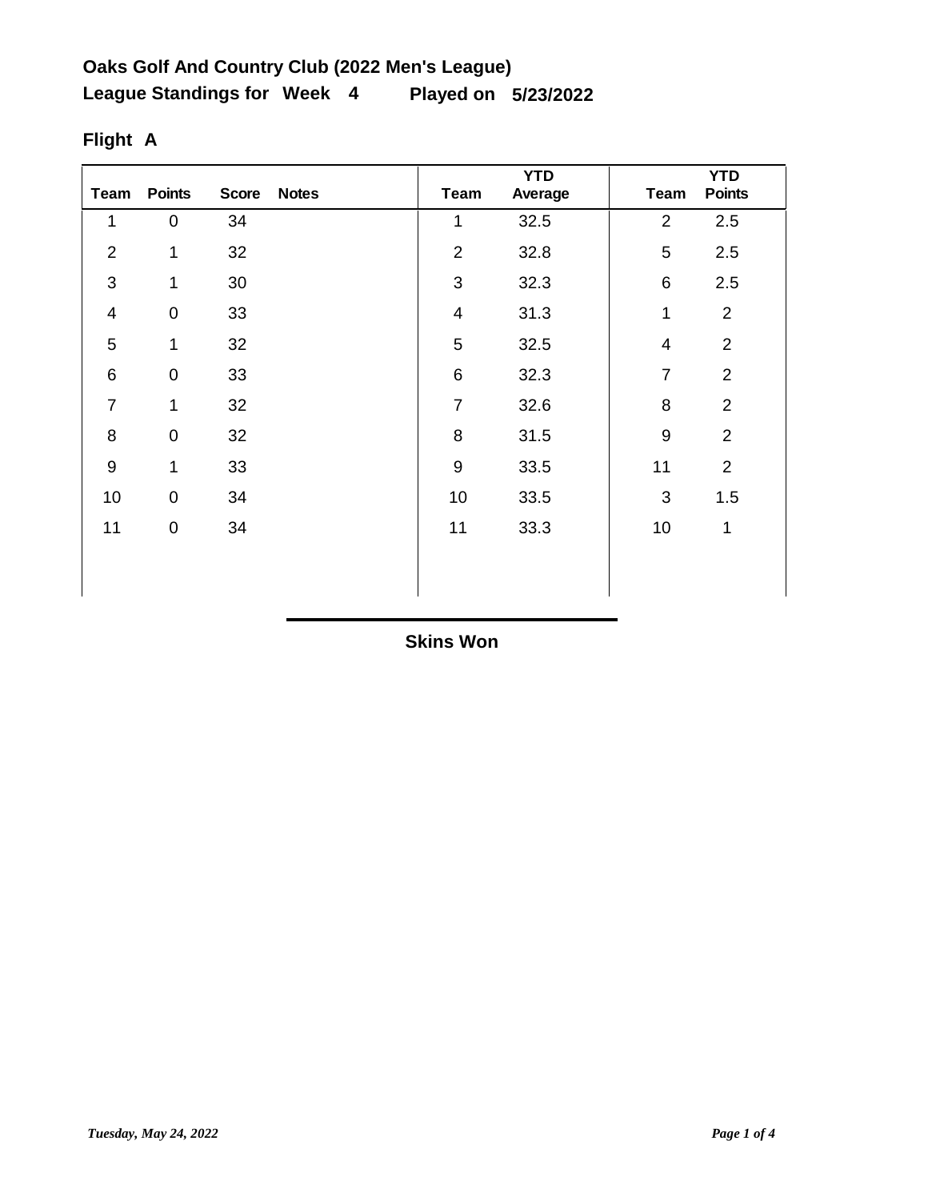# Oaks Golf And Country Club (2022 Men's League)

## League Standings for Week 4 Played on 5/23/2022

### Flight A

| Team | Points | Score | Notes | Team | YTD Average | Team | YTD Points |
|---|---|---|---|---|---|---|---|
| 1 | 0 | 34 | | 1 | 32.5 | 2 | 2.5 |
| 2 | 1 | 32 | | 2 | 32.8 | 5 | 2.5 |
| 3 | 1 | 30 | | 3 | 32.3 | 6 | 2.5 |
| 4 | 0 | 33 | | 4 | 31.3 | 1 | 2 |
| 5 | 1 | 32 | | 5 | 32.5 | 4 | 2 |
| 6 | 0 | 33 | | 6 | 32.3 | 7 | 2 |
| 7 | 1 | 32 | | 7 | 32.6 | 8 | 2 |
| 8 | 0 | 32 | | 8 | 31.5 | 9 | 2 |
| 9 | 1 | 33 | | 9 | 33.5 | 11 | 2 |
| 10 | 0 | 34 | | 10 | 33.5 | 3 | 1.5 |
| 11 | 0 | 34 | | 11 | 33.3 | 10 | 1 |

**Skins Won**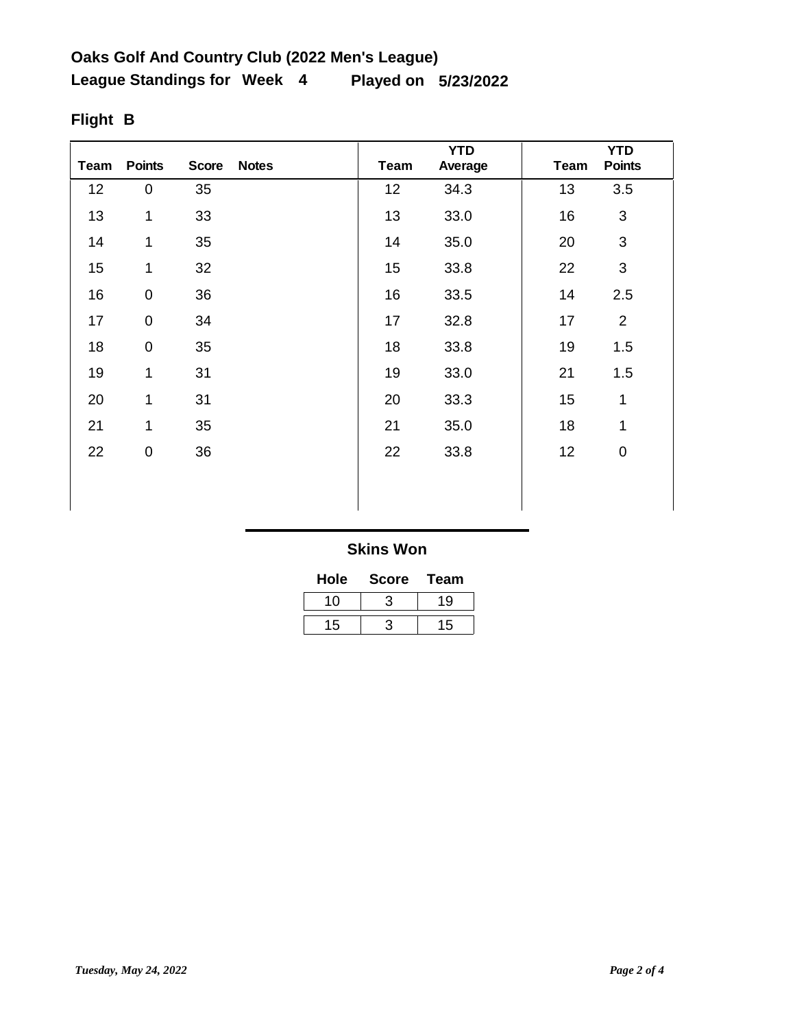## Oaks Golf And Country Club (2022 Men's League)

**League Standings for Week 4 Played on 5/23/2022**

### Flight B

| Team | Points | Score | Notes |
|---|---|---|---|
| 12 | 0 | 35 | |
| 13 | 1 | 33 | |
| 14 | 1 | 35 | |
| 15 | 1 | 32 | |
| 16 | 0 | 36 | |
| 17 | 0 | 34 | |
| 18 | 0 | 35 | |
| 19 | 1 | 31 | |
| 20 | 1 | 31 | |
| 21 | 1 | 35 | |
| 22 | 0 | 36 | |

| Team | YTD Average |
|---|---|
| 12 | 34.3 |
| 13 | 33.0 |
| 14 | 35.0 |
| 15 | 33.8 |
| 16 | 33.5 |
| 17 | 32.8 |
| 18 | 33.8 |
| 19 | 33.0 |
| 20 | 33.3 |
| 21 | 35.0 |
| 22 | 33.8 |

| Team | YTD Points |
|---|---|
| 13 | 3.5 |
| 16 | 3 |
| 20 | 3 |
| 22 | 3 |
| 14 | 2.5 |
| 17 | 2 |
| 19 | 1.5 |
| 21 | 1.5 |
| 15 | 1 |
| 18 | 1 |
| 12 | 0 |

### Skins Won

| Hole | Score | Team |
|---|---|---|
| 10 | 3 | 19 |
| 15 | 3 | 15 |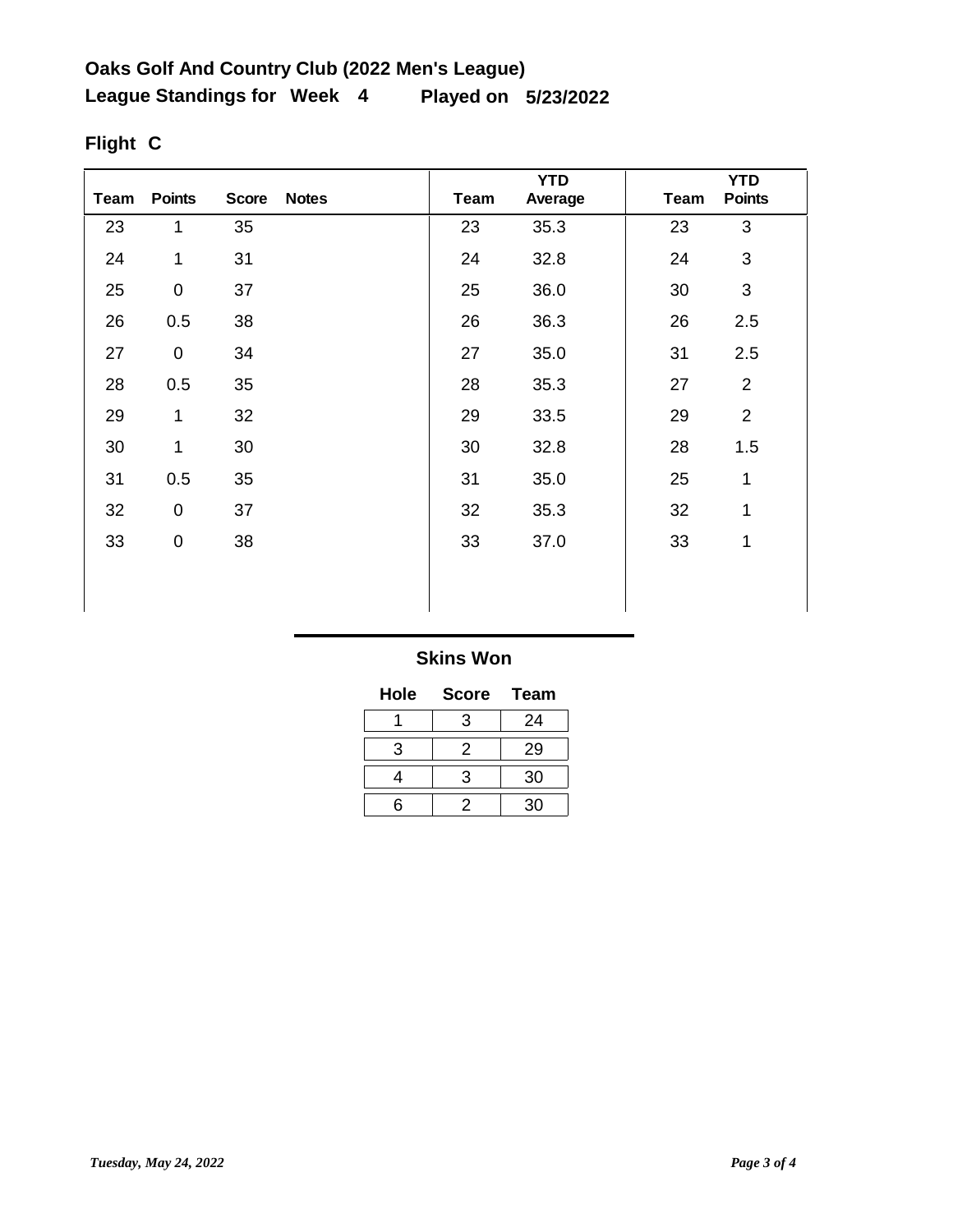# Oaks Golf And Country Club (2022 Men's League)

## League Standings for Week 4 Played on 5/23/2022

### Flight C

| Team | Points | Score | Notes | Team | YTD Average | Team | YTD Points |
|---|---|---|---|---|---|---|---|
| 23 | 1 | 35 | | 23 | 35.3 | 23 | 3 |
| 24 | 1 | 31 | | 24 | 32.8 | 24 | 3 |
| 25 | 0 | 37 | | 25 | 36.0 | 30 | 3 |
| 26 | 0.5 | 38 | | 26 | 36.3 | 26 | 2.5 |
| 27 | 0 | 34 | | 27 | 35.0 | 31 | 2.5 |
| 28 | 0.5 | 35 | | 28 | 35.3 | 27 | 2 |
| 29 | 1 | 32 | | 29 | 33.5 | 29 | 2 |
| 30 | 1 | 30 | | 30 | 32.8 | 28 | 1.5 |
| 31 | 0.5 | 35 | | 31 | 35.0 | 25 | 1 |
| 32 | 0 | 37 | | 32 | 35.3 | 32 | 1 |
| 33 | 0 | 38 | | 33 | 37.0 | 33 | 1 |

### Skins Won

| Hole | Score | Team |
|---|---|---|
| 1 | 3 | 24 |
| 3 | 2 | 29 |
| 4 | 3 | 30 |
| 6 | 2 | 30 |

*Tuesday, May 24, 2022*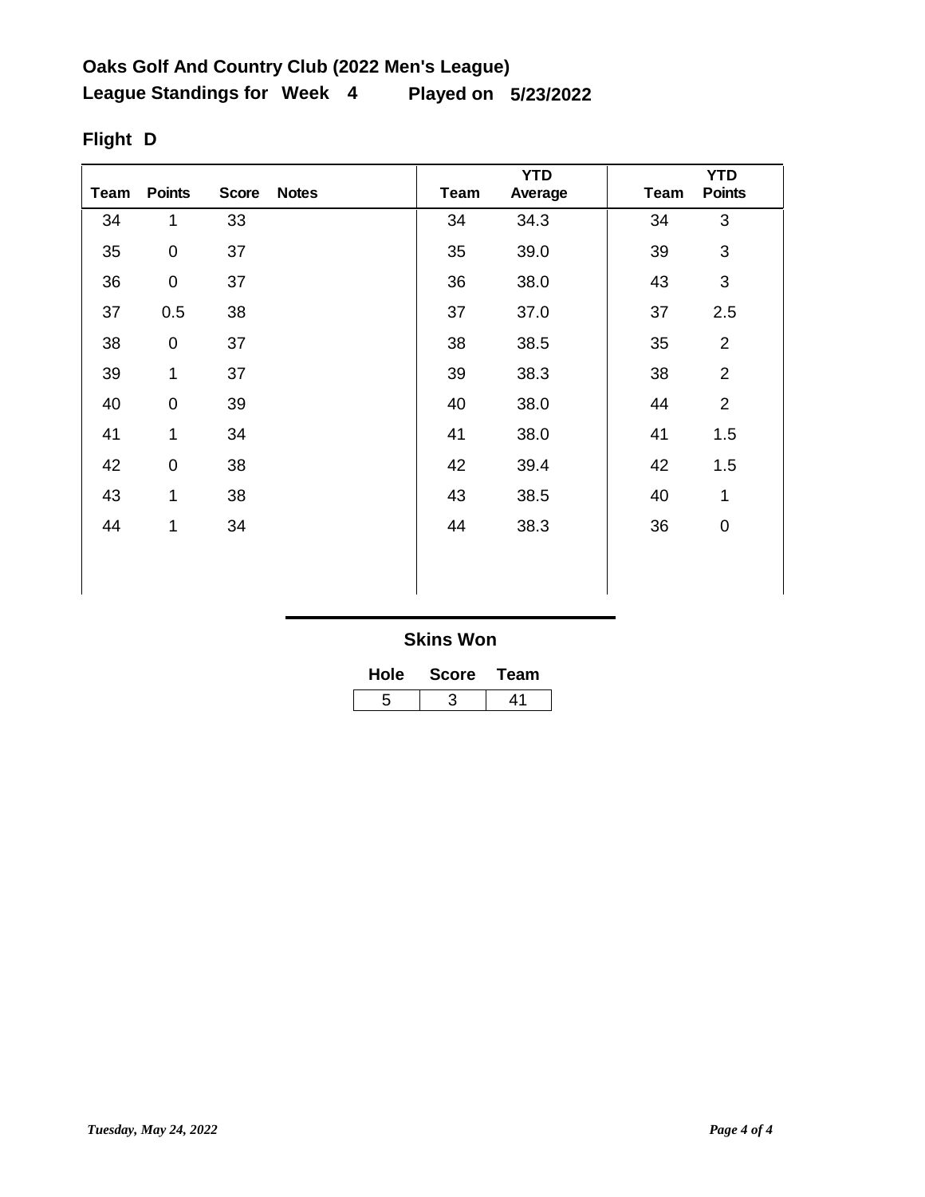**Oaks Golf And Country Club (2022 Men's League)**

**League Standings for Week 4 Played on 5/23/2022**

**Flight D**

| Team | Points | Score | Notes | Team | YTD Average | Team | YTD Points |
|---|---|---|---|---|---|---|---|
| 34 | 1 | 33 | | 34 | 34.3 | 34 | 3 |
| 35 | 0 | 37 | | 35 | 39.0 | 39 | 3 |
| 36 | 0 | 37 | | 36 | 38.0 | 43 | 3 |
| 37 | 0.5 | 38 | | 37 | 37.0 | 37 | 2.5 |
| 38 | 0 | 37 | | 38 | 38.5 | 35 | 2 |
| 39 | 1 | 37 | | 39 | 38.3 | 38 | 2 |
| 40 | 0 | 39 | | 40 | 38.0 | 44 | 2 |
| 41 | 1 | 34 | | 41 | 38.0 | 41 | 1.5 |
| 42 | 0 | 38 | | 42 | 39.4 | 42 | 1.5 |
| 43 | 1 | 38 | | 43 | 38.5 | 40 | 1 |
| 44 | 1 | 34 | | 44 | 38.3 | 36 | 0 |

**Skins Won**

| Hole | Score | Team |
|---|---|---|
| 5 | 3 | 41 |

*Tuesday, May 24, 2022*